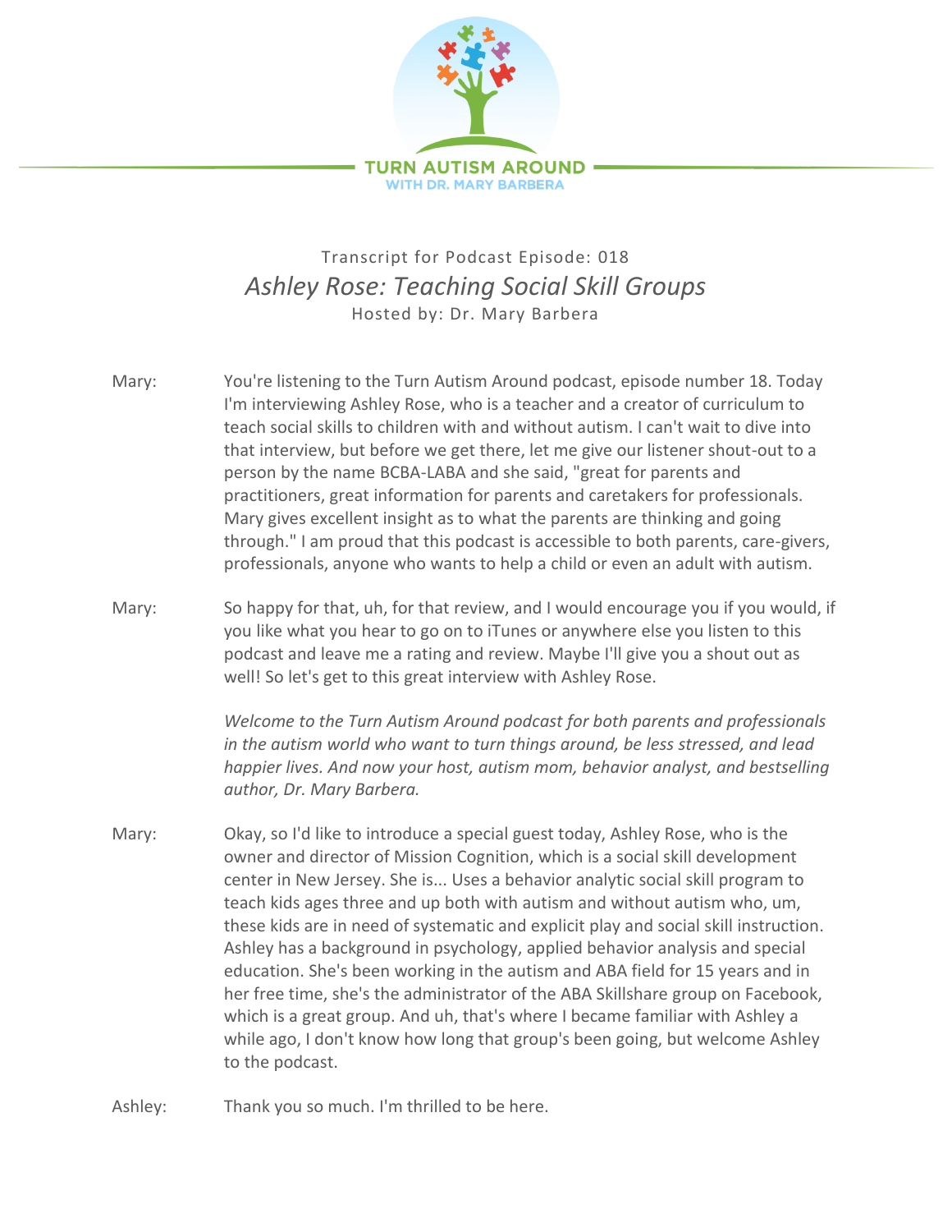TURN AUTISM AROUND
WITH DR. MARY BARBERA

Transcript for Podcast Episode: 018

# *Ashley Rose: Teaching Social Skill Groups*

Hosted by: Dr. Mary Barbera

Mary: You're listening to the Turn Autism Around podcast, episode number 18. Today I'm interviewing Ashley Rose, who is a teacher and a creator of curriculum to teach social skills to children with and without autism. I can't wait to dive into that interview, but before we get there, let me give our listener shout-out to a person by the name BCBA-LABA and she said, "great for parents and practitioners, great information for parents and caretakers for professionals. Mary gives excellent insight as to what the parents are thinking and going through." I am proud that this podcast is accessible to both parents, care-givers, professionals, anyone who wants to help a child or even an adult with autism.

Mary: So happy for that, uh, for that review, and I would encourage you if you would, if you like what you hear to go on to iTunes or anywhere else you listen to this podcast and leave me a rating and review. Maybe I'll give you a shout out as well! So let's get to this great interview with Ashley Rose.

*Welcome to the Turn Autism Around podcast for both parents and professionals in the autism world who want to turn things around, be less stressed, and lead happier lives. And now your host, autism mom, behavior analyst, and bestselling author, Dr. Mary Barbera.*

Mary: Okay, so I'd like to introduce a special guest today, Ashley Rose, who is the owner and director of Mission Cognition, which is a social skill development center in New Jersey. She is... Uses a behavior analytic social skill program to teach kids ages three and up both with autism and without autism who, um, these kids are in need of systematic and explicit play and social skill instruction. Ashley has a background in psychology, applied behavior analysis and special education. She's been working in the autism and ABA field for 15 years and in her free time, she's the administrator of the ABA Skillshare group on Facebook, which is a great group. And uh, that's where I became familiar with Ashley a while ago, I don't know how long that group's been going, but welcome Ashley to the podcast.

Ashley: Thank you so much. I'm thrilled to be here.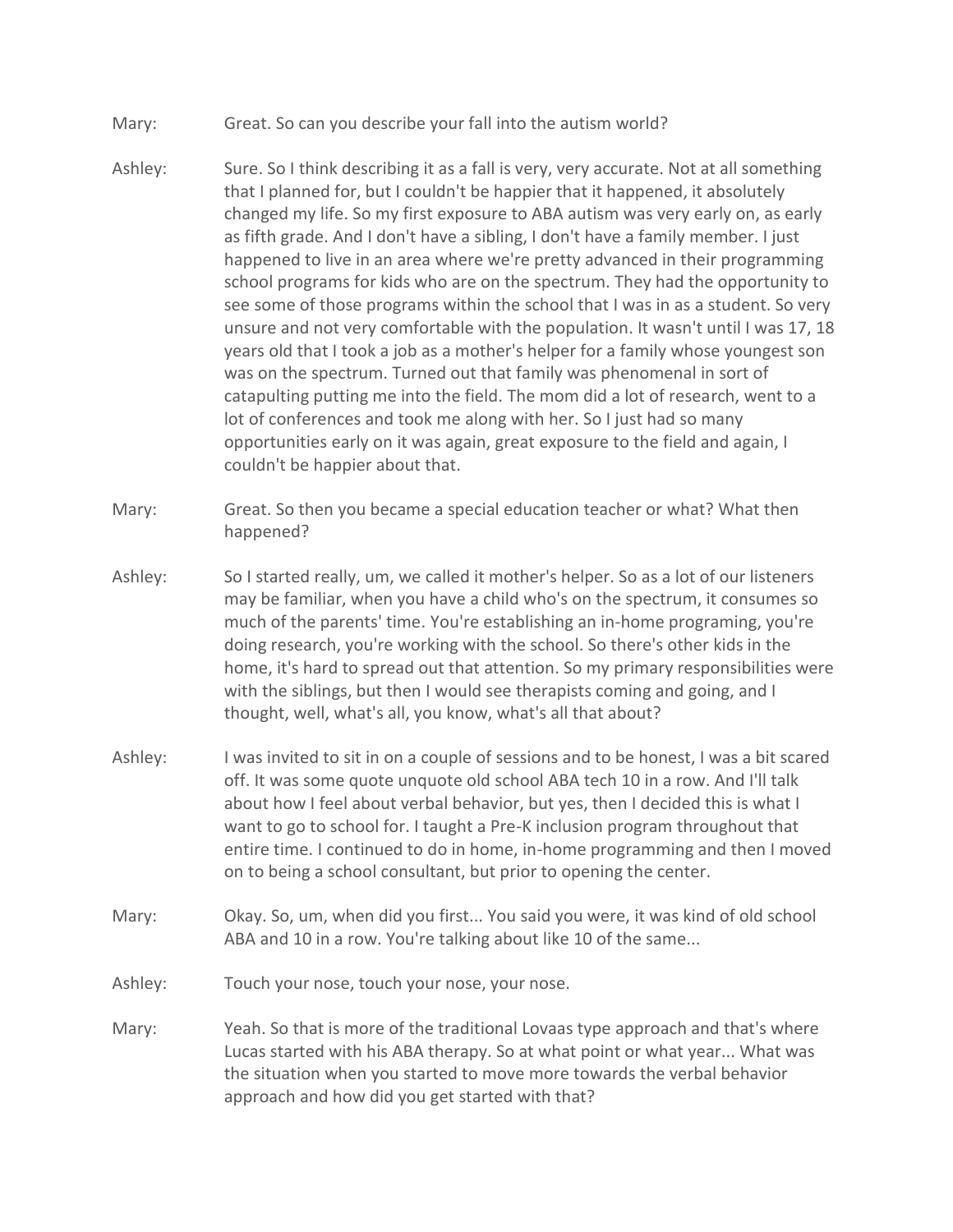Mary: Great. So can you describe your fall into the autism world?

Ashley: Sure. So I think describing it as a fall is very, very accurate. Not at all something that I planned for, but I couldn't be happier that it happened, it absolutely changed my life. So my first exposure to ABA autism was very early on, as early as fifth grade. And I don't have a sibling, I don't have a family member. I just happened to live in an area where we're pretty advanced in their programming school programs for kids who are on the spectrum. They had the opportunity to see some of those programs within the school that I was in as a student. So very unsure and not very comfortable with the population. It wasn't until I was 17, 18 years old that I took a job as a mother's helper for a family whose youngest son was on the spectrum. Turned out that family was phenomenal in sort of catapulting putting me into the field. The mom did a lot of research, went to a lot of conferences and took me along with her. So I just had so many opportunities early on it was again, great exposure to the field and again, I couldn't be happier about that.

Mary: Great. So then you became a special education teacher or what? What then happened?

Ashley: So I started really, um, we called it mother's helper. So as a lot of our listeners may be familiar, when you have a child who's on the spectrum, it consumes so much of the parents' time. You're establishing an in-home programing, you're doing research, you're working with the school. So there's other kids in the home, it's hard to spread out that attention. So my primary responsibilities were with the siblings, but then I would see therapists coming and going, and I thought, well, what's all, you know, what's all that about?

Ashley: I was invited to sit in on a couple of sessions and to be honest, I was a bit scared off. It was some quote unquote old school ABA tech 10 in a row. And I'll talk about how I feel about verbal behavior, but yes, then I decided this is what I want to go to school for. I taught a Pre-K inclusion program throughout that entire time. I continued to do in home, in-home programming and then I moved on to being a school consultant, but prior to opening the center.

Mary: Okay. So, um, when did you first... You said you were, it was kind of old school ABA and 10 in a row. You're talking about like 10 of the same...

Ashley: Touch your nose, touch your nose, your nose.

Mary: Yeah. So that is more of the traditional Lovaas type approach and that's where Lucas started with his ABA therapy. So at what point or what year... What was the situation when you started to move more towards the verbal behavior approach and how did you get started with that?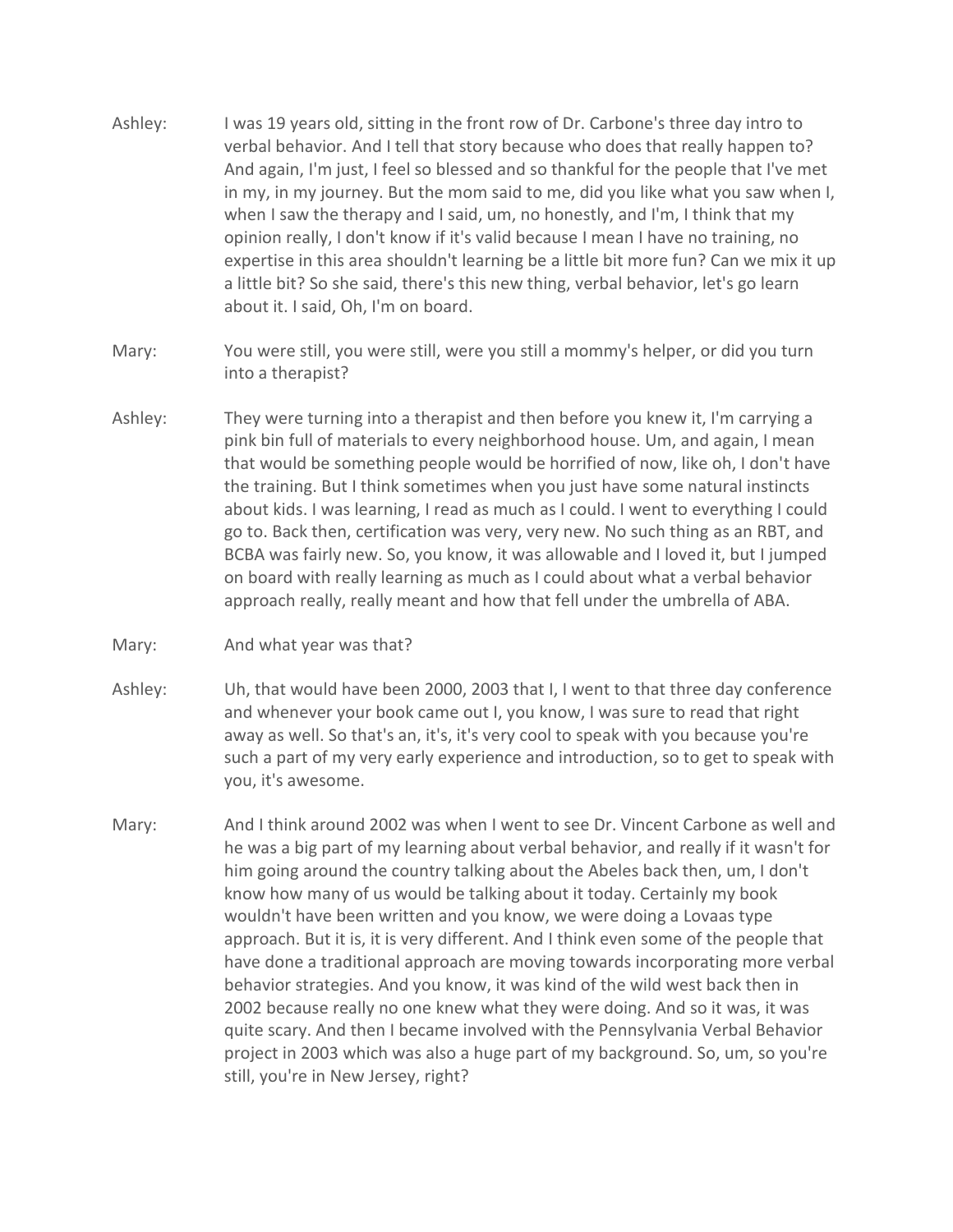Ashley: I was 19 years old, sitting in the front row of Dr. Carbone's three day intro to verbal behavior. And I tell that story because who does that really happen to? And again, I'm just, I feel so blessed and so thankful for the people that I've met in my, in my journey. But the mom said to me, did you like what you saw when I, when I saw the therapy and I said, um, no honestly, and I'm, I think that my opinion really, I don't know if it's valid because I mean I have no training, no expertise in this area shouldn't learning be a little bit more fun? Can we mix it up a little bit? So she said, there's this new thing, verbal behavior, let's go learn about it. I said, Oh, I'm on board.

Mary: You were still, you were still, were you still a mommy's helper, or did you turn into a therapist?

Ashley: They were turning into a therapist and then before you knew it, I'm carrying a pink bin full of materials to every neighborhood house. Um, and again, I mean that would be something people would be horrified of now, like oh, I don't have the training. But I think sometimes when you just have some natural instincts about kids. I was learning, I read as much as I could. I went to everything I could go to. Back then, certification was very, very new. No such thing as an RBT, and BCBA was fairly new. So, you know, it was allowable and I loved it, but I jumped on board with really learning as much as I could about what a verbal behavior approach really, really meant and how that fell under the umbrella of ABA.

Mary: And what year was that?

Ashley: Uh, that would have been 2000, 2003 that I, I went to that three day conference and whenever your book came out I, you know, I was sure to read that right away as well. So that's an, it's, it's very cool to speak with you because you're such a part of my very early experience and introduction, so to get to speak with you, it's awesome.

Mary: And I think around 2002 was when I went to see Dr. Vincent Carbone as well and he was a big part of my learning about verbal behavior, and really if it wasn't for him going around the country talking about the Abeles back then, um, I don't know how many of us would be talking about it today. Certainly my book wouldn't have been written and you know, we were doing a Lovaas type approach. But it is, it is very different. And I think even some of the people that have done a traditional approach are moving towards incorporating more verbal behavior strategies. And you know, it was kind of the wild west back then in 2002 because really no one knew what they were doing. And so it was, it was quite scary. And then I became involved with the Pennsylvania Verbal Behavior project in 2003 which was also a huge part of my background. So, um, so you're still, you're in New Jersey, right?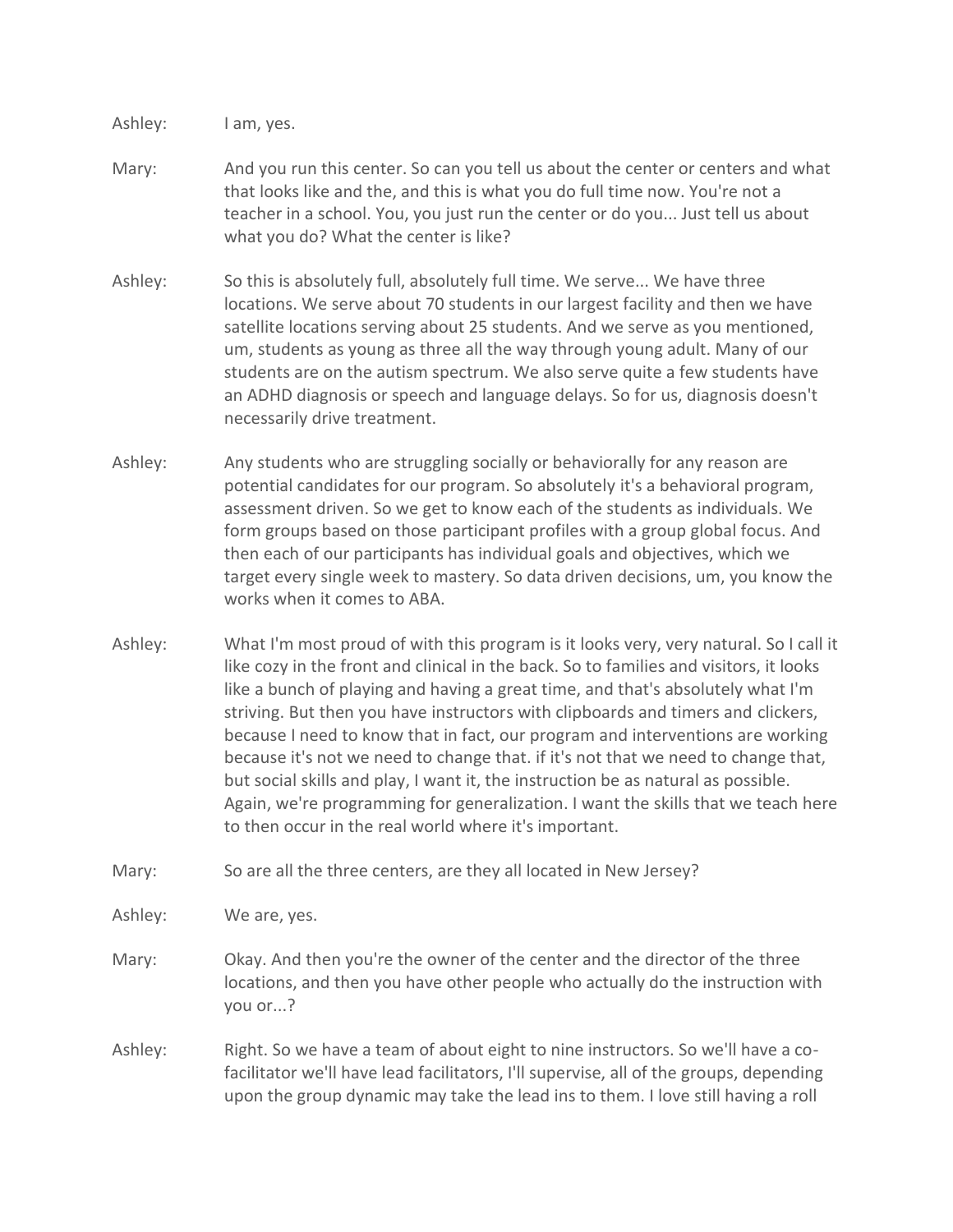Ashley: I am, yes.

Mary: And you run this center. So can you tell us about the center or centers and what that looks like and the, and this is what you do full time now. You're not a teacher in a school. You, you just run the center or do you... Just tell us about what you do? What the center is like?

Ashley: So this is absolutely full, absolutely full time. We serve... We have three locations. We serve about 70 students in our largest facility and then we have satellite locations serving about 25 students. And we serve as you mentioned, um, students as young as three all the way through young adult. Many of our students are on the autism spectrum. We also serve quite a few students have an ADHD diagnosis or speech and language delays. So for us, diagnosis doesn't necessarily drive treatment.

Ashley: Any students who are struggling socially or behaviorally for any reason are potential candidates for our program. So absolutely it's a behavioral program, assessment driven. So we get to know each of the students as individuals. We form groups based on those participant profiles with a group global focus. And then each of our participants has individual goals and objectives, which we target every single week to mastery. So data driven decisions, um, you know the works when it comes to ABA.

Ashley: What I'm most proud of with this program is it looks very, very natural. So I call it like cozy in the front and clinical in the back. So to families and visitors, it looks like a bunch of playing and having a great time, and that's absolutely what I'm striving. But then you have instructors with clipboards and timers and clickers, because I need to know that in fact, our program and interventions are working because it's not we need to change that. if it's not that we need to change that, but social skills and play, I want it, the instruction be as natural as possible. Again, we're programming for generalization. I want the skills that we teach here to then occur in the real world where it's important.

Mary: So are all the three centers, are they all located in New Jersey?

Ashley: We are, yes.

Mary: Okay. And then you're the owner of the center and the director of the three locations, and then you have other people who actually do the instruction with you or...?

Ashley: Right. So we have a team of about eight to nine instructors. So we'll have a co-facilitator we'll have lead facilitators, I'll supervise, all of the groups, depending upon the group dynamic may take the lead ins to them. I love still having a roll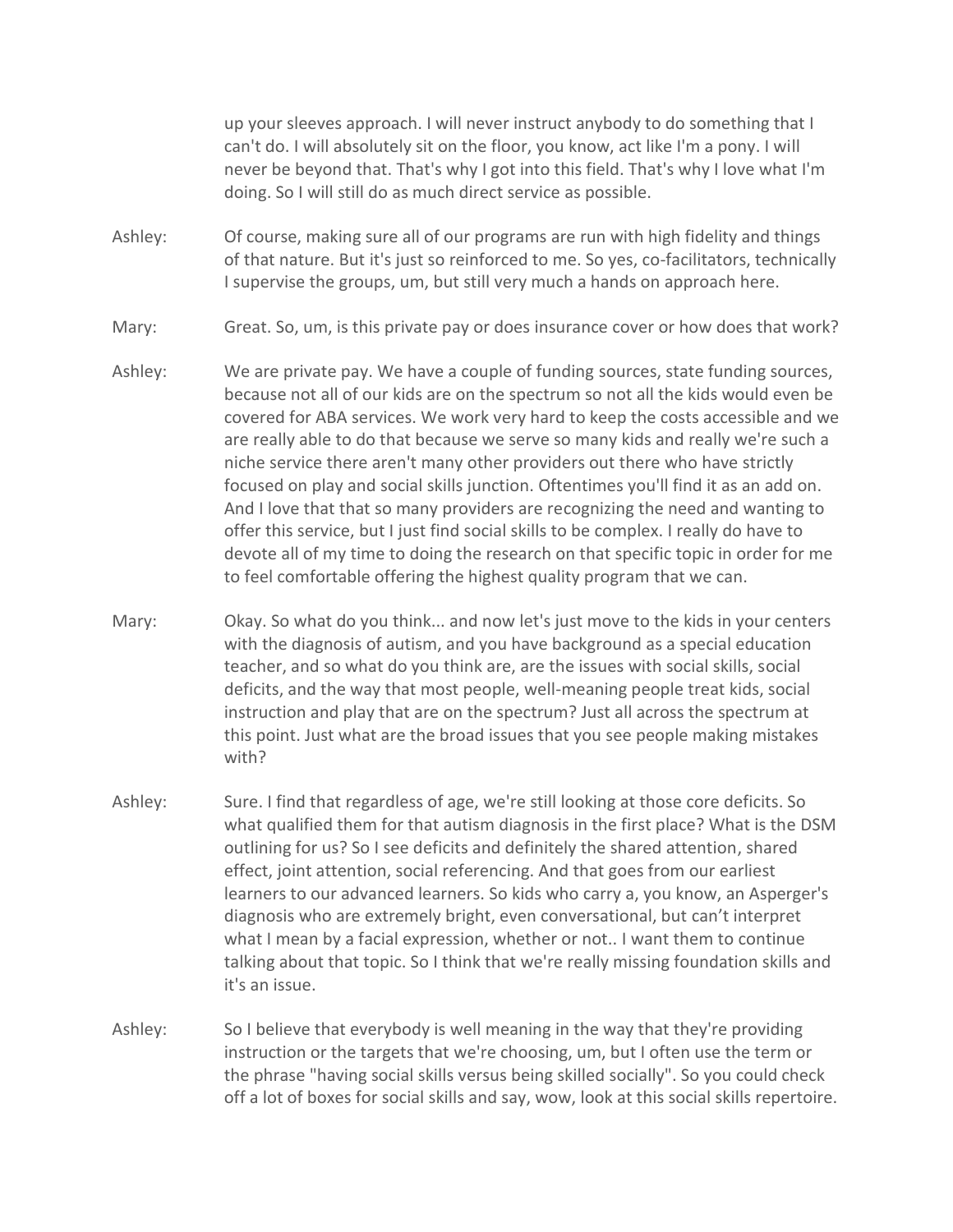up your sleeves approach. I will never instruct anybody to do something that I can't do. I will absolutely sit on the floor, you know, act like I'm a pony. I will never be beyond that. That's why I got into this field. That's why I love what I'm doing. So I will still do as much direct service as possible.

Ashley: Of course, making sure all of our programs are run with high fidelity and things of that nature. But it's just so reinforced to me. So yes, co-facilitators, technically I supervise the groups, um, but still very much a hands on approach here.

Mary: Great. So, um, is this private pay or does insurance cover or how does that work?

Ashley: We are private pay. We have a couple of funding sources, state funding sources, because not all of our kids are on the spectrum so not all the kids would even be covered for ABA services. We work very hard to keep the costs accessible and we are really able to do that because we serve so many kids and really we're such a niche service there aren't many other providers out there who have strictly focused on play and social skills junction. Oftentimes you'll find it as an add on. And I love that that so many providers are recognizing the need and wanting to offer this service, but I just find social skills to be complex. I really do have to devote all of my time to doing the research on that specific topic in order for me to feel comfortable offering the highest quality program that we can.

Mary: Okay. So what do you think... and now let's just move to the kids in your centers with the diagnosis of autism, and you have background as a special education teacher, and so what do you think are, are the issues with social skills, social deficits, and the way that most people, well-meaning people treat kids, social instruction and play that are on the spectrum? Just all across the spectrum at this point. Just what are the broad issues that you see people making mistakes with?

Ashley: Sure. I find that regardless of age, we're still looking at those core deficits. So what qualified them for that autism diagnosis in the first place? What is the DSM outlining for us? So I see deficits and definitely the shared attention, shared effect, joint attention, social referencing. And that goes from our earliest learners to our advanced learners. So kids who carry a, you know, an Asperger's diagnosis who are extremely bright, even conversational, but can't interpret what I mean by a facial expression, whether or not.. I want them to continue talking about that topic. So I think that we're really missing foundation skills and it's an issue.

Ashley: So I believe that everybody is well meaning in the way that they're providing instruction or the targets that we're choosing, um, but I often use the term or the phrase "having social skills versus being skilled socially". So you could check off a lot of boxes for social skills and say, wow, look at this social skills repertoire.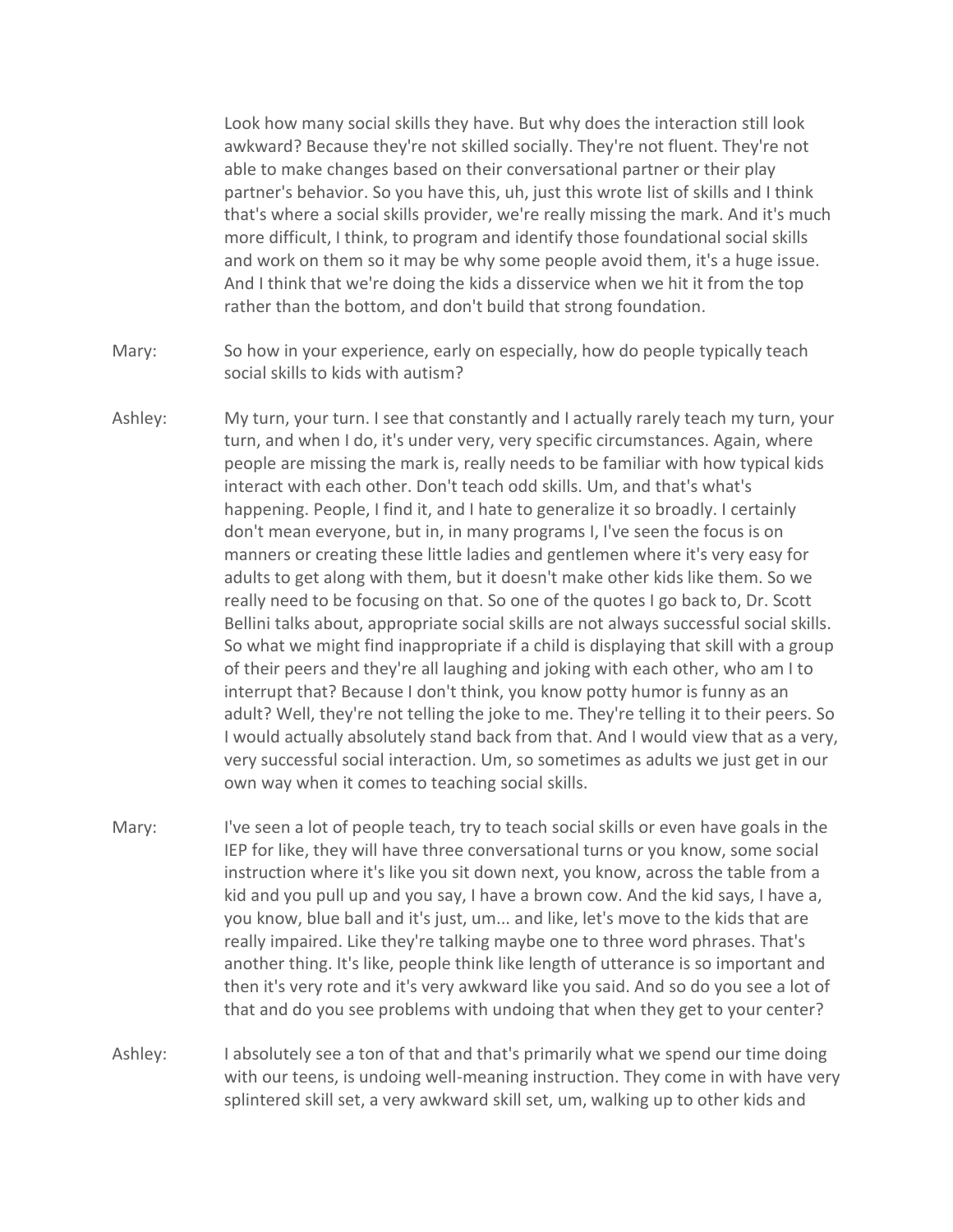Look how many social skills they have. But why does the interaction still look awkward? Because they're not skilled socially. They're not fluent. They're not able to make changes based on their conversational partner or their play partner's behavior. So you have this, uh, just this wrote list of skills and I think that's where a social skills provider, we're really missing the mark. And it's much more difficult, I think, to program and identify those foundational social skills and work on them so it may be why some people avoid them, it's a huge issue. And I think that we're doing the kids a disservice when we hit it from the top rather than the bottom, and don't build that strong foundation.

Mary: So how in your experience, early on especially, how do people typically teach social skills to kids with autism?

Ashley: My turn, your turn. I see that constantly and I actually rarely teach my turn, your turn, and when I do, it's under very, very specific circumstances. Again, where people are missing the mark is, really needs to be familiar with how typical kids interact with each other. Don't teach odd skills. Um, and that's what's happening. People, I find it, and I hate to generalize it so broadly. I certainly don't mean everyone, but in, in many programs I, I've seen the focus is on manners or creating these little ladies and gentlemen where it's very easy for adults to get along with them, but it doesn't make other kids like them. So we really need to be focusing on that. So one of the quotes I go back to, Dr. Scott Bellini talks about, appropriate social skills are not always successful social skills. So what we might find inappropriate if a child is displaying that skill with a group of their peers and they're all laughing and joking with each other, who am I to interrupt that? Because I don't think, you know potty humor is funny as an adult? Well, they're not telling the joke to me. They're telling it to their peers. So I would actually absolutely stand back from that. And I would view that as a very, very successful social interaction. Um, so sometimes as adults we just get in our own way when it comes to teaching social skills.

Mary: I've seen a lot of people teach, try to teach social skills or even have goals in the IEP for like, they will have three conversational turns or you know, some social instruction where it's like you sit down next, you know, across the table from a kid and you pull up and you say, I have a brown cow. And the kid says, I have a, you know, blue ball and it's just, um... and like, let's move to the kids that are really impaired. Like they're talking maybe one to three word phrases. That's another thing. It's like, people think like length of utterance is so important and then it's very rote and it's very awkward like you said. And so do you see a lot of that and do you see problems with undoing that when they get to your center?

Ashley: I absolutely see a ton of that and that's primarily what we spend our time doing with our teens, is undoing well-meaning instruction. They come in with have very splintered skill set, a very awkward skill set, um, walking up to other kids and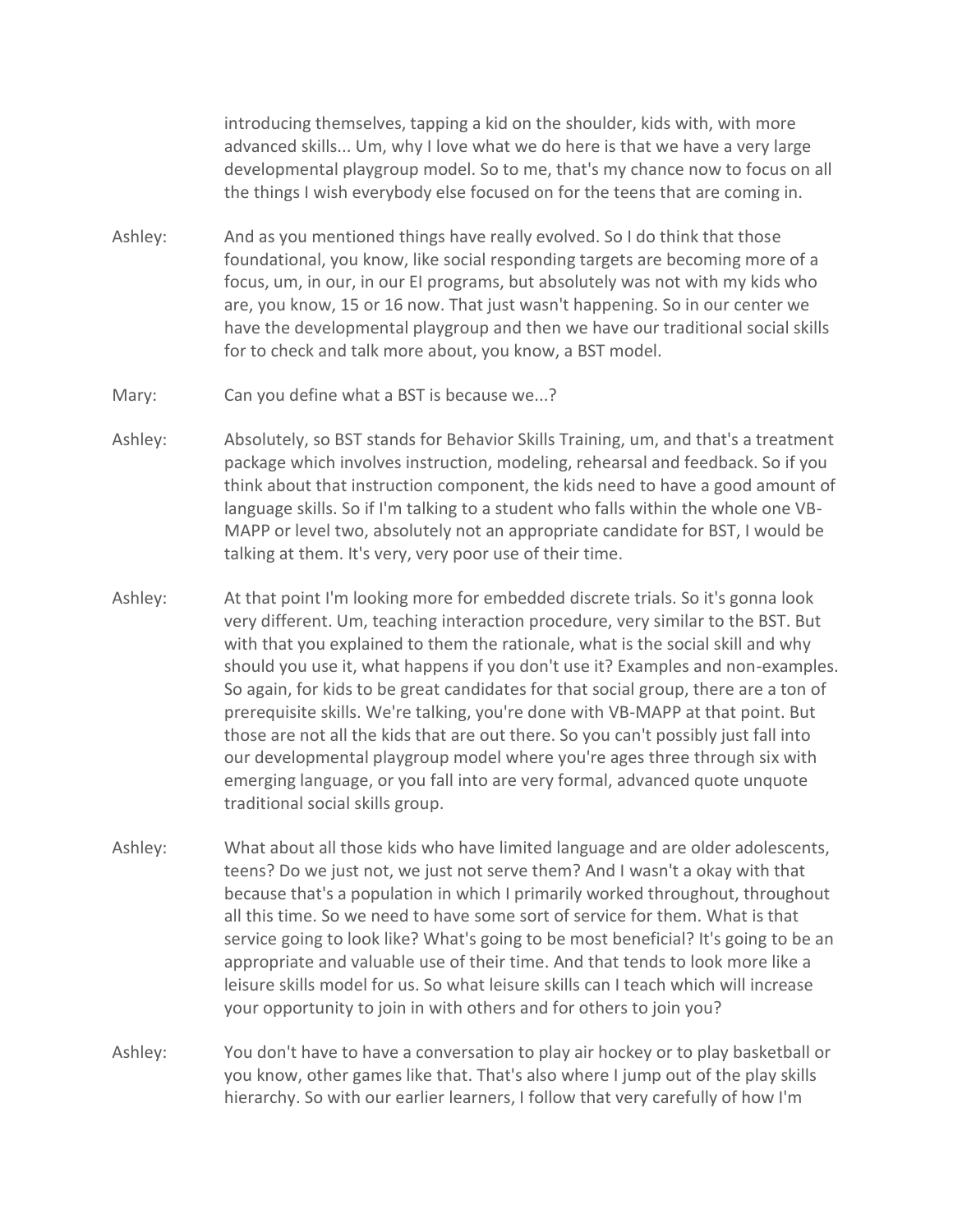introducing themselves, tapping a kid on the shoulder, kids with, with more advanced skills... Um, why I love what we do here is that we have a very large developmental playgroup model. So to me, that's my chance now to focus on all the things I wish everybody else focused on for the teens that are coming in.

Ashley: And as you mentioned things have really evolved. So I do think that those foundational, you know, like social responding targets are becoming more of a focus, um, in our, in our EI programs, but absolutely was not with my kids who are, you know, 15 or 16 now. That just wasn't happening. So in our center we have the developmental playgroup and then we have our traditional social skills for to check and talk more about, you know, a BST model.

Mary: Can you define what a BST is because we...?

Ashley: Absolutely, so BST stands for Behavior Skills Training, um, and that's a treatment package which involves instruction, modeling, rehearsal and feedback. So if you think about that instruction component, the kids need to have a good amount of language skills. So if I'm talking to a student who falls within the whole one VB-MAPP or level two, absolutely not an appropriate candidate for BST, I would be talking at them. It's very, very poor use of their time.

Ashley: At that point I'm looking more for embedded discrete trials. So it's gonna look very different. Um, teaching interaction procedure, very similar to the BST. But with that you explained to them the rationale, what is the social skill and why should you use it, what happens if you don't use it? Examples and non-examples. So again, for kids to be great candidates for that social group, there are a ton of prerequisite skills. We're talking, you're done with VB-MAPP at that point. But those are not all the kids that are out there. So you can't possibly just fall into our developmental playgroup model where you're ages three through six with emerging language, or you fall into are very formal, advanced quote unquote traditional social skills group.

Ashley: What about all those kids who have limited language and are older adolescents, teens? Do we just not, we just not serve them? And I wasn't a okay with that because that's a population in which I primarily worked throughout, throughout all this time. So we need to have some sort of service for them. What is that service going to look like? What's going to be most beneficial? It's going to be an appropriate and valuable use of their time. And that tends to look more like a leisure skills model for us. So what leisure skills can I teach which will increase your opportunity to join in with others and for others to join you?

Ashley: You don't have to have a conversation to play air hockey or to play basketball or you know, other games like that. That's also where I jump out of the play skills hierarchy. So with our earlier learners, I follow that very carefully of how I'm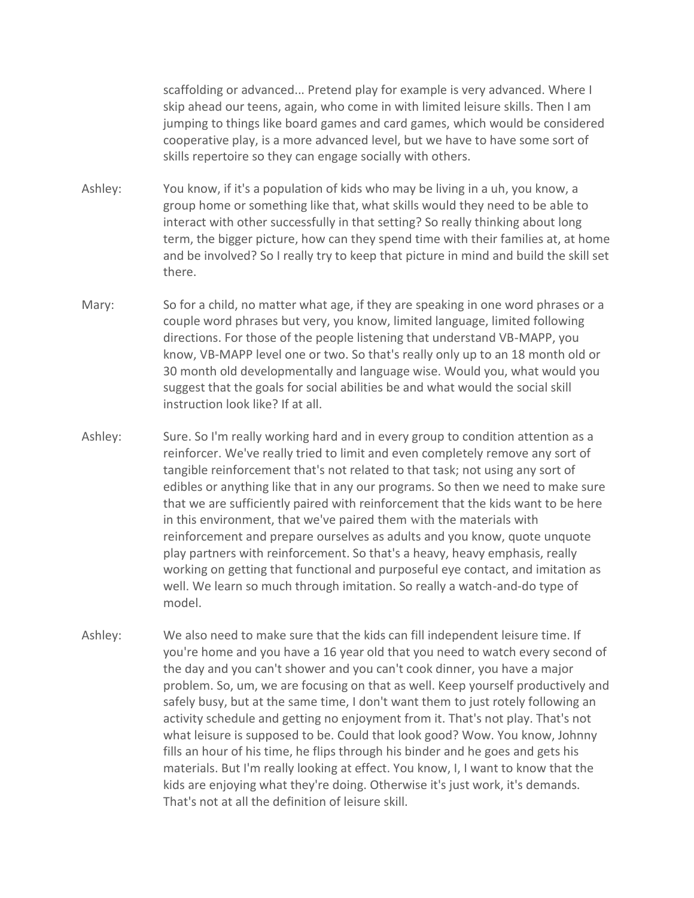scaffolding or advanced... Pretend play for example is very advanced. Where I skip ahead our teens, again, who come in with limited leisure skills. Then I am jumping to things like board games and card games, which would be considered cooperative play, is a more advanced level, but we have to have some sort of skills repertoire so they can engage socially with others.

Ashley: You know, if it's a population of kids who may be living in a uh, you know, a group home or something like that, what skills would they need to be able to interact with other successfully in that setting? So really thinking about long term, the bigger picture, how can they spend time with their families at, at home and be involved? So I really try to keep that picture in mind and build the skill set there.

Mary: So for a child, no matter what age, if they are speaking in one word phrases or a couple word phrases but very, you know, limited language, limited following directions. For those of the people listening that understand VB-MAPP, you know, VB-MAPP level one or two. So that's really only up to an 18 month old or 30 month old developmentally and language wise. Would you, what would you suggest that the goals for social abilities be and what would the social skill instruction look like? If at all.

Ashley: Sure. So I'm really working hard and in every group to condition attention as a reinforcer. We've really tried to limit and even completely remove any sort of tangible reinforcement that's not related to that task; not using any sort of edibles or anything like that in any our programs. So then we need to make sure that we are sufficiently paired with reinforcement that the kids want to be here in this environment, that we've paired them with the materials with reinforcement and prepare ourselves as adults and you know, quote unquote play partners with reinforcement. So that's a heavy, heavy emphasis, really working on getting that functional and purposeful eye contact, and imitation as well. We learn so much through imitation. So really a watch-and-do type of model.

Ashley: We also need to make sure that the kids can fill independent leisure time. If you're home and you have a 16 year old that you need to watch every second of the day and you can't shower and you can't cook dinner, you have a major problem. So, um, we are focusing on that as well. Keep yourself productively and safely busy, but at the same time, I don't want them to just rotely following an activity schedule and getting no enjoyment from it. That's not play. That's not what leisure is supposed to be. Could that look good? Wow. You know, Johnny fills an hour of his time, he flips through his binder and he goes and gets his materials. But I'm really looking at effect. You know, I, I want to know that the kids are enjoying what they're doing. Otherwise it's just work, it's demands. That's not at all the definition of leisure skill.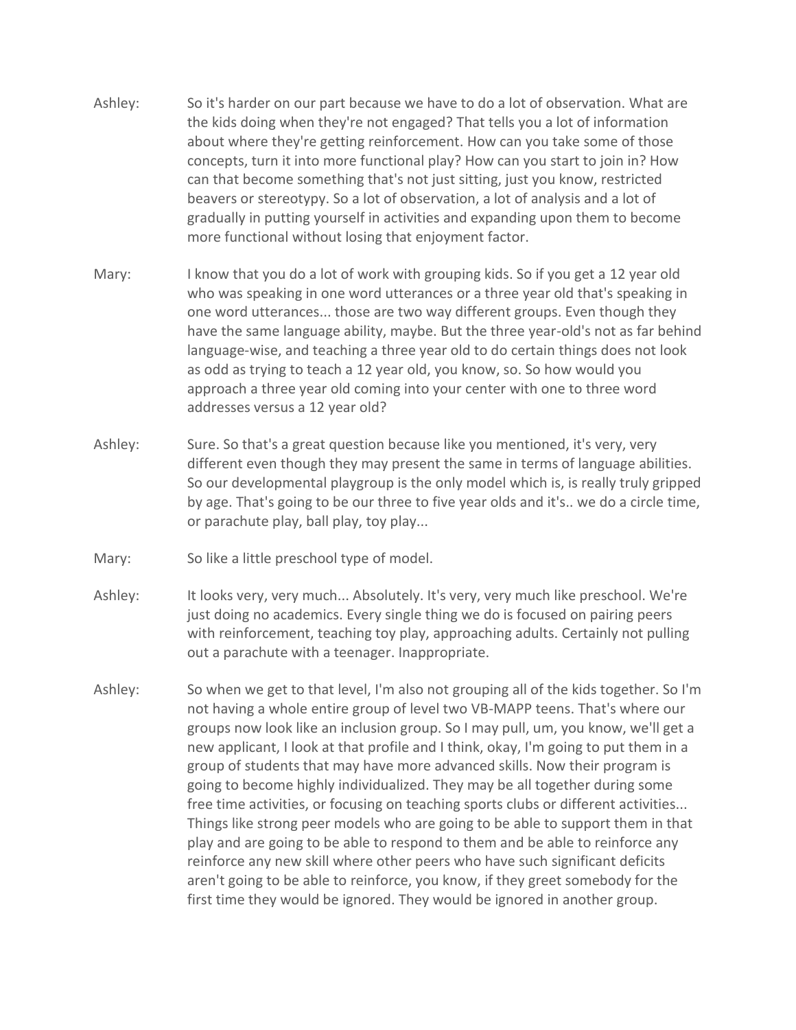Ashley: So it's harder on our part because we have to do a lot of observation. What are the kids doing when they're not engaged? That tells you a lot of information about where they're getting reinforcement. How can you take some of those concepts, turn it into more functional play? How can you start to join in? How can that become something that's not just sitting, just you know, restricted beavers or stereotypy. So a lot of observation, a lot of analysis and a lot of gradually in putting yourself in activities and expanding upon them to become more functional without losing that enjoyment factor.

Mary: I know that you do a lot of work with grouping kids. So if you get a 12 year old who was speaking in one word utterances or a three year old that's speaking in one word utterances... those are two way different groups. Even though they have the same language ability, maybe. But the three year-old's not as far behind language-wise, and teaching a three year old to do certain things does not look as odd as trying to teach a 12 year old, you know, so. So how would you approach a three year old coming into your center with one to three word addresses versus a 12 year old?

Ashley: Sure. So that's a great question because like you mentioned, it's very, very different even though they may present the same in terms of language abilities. So our developmental playgroup is the only model which is, is really truly gripped by age. That's going to be our three to five year olds and it's.. we do a circle time, or parachute play, ball play, toy play...

Mary: So like a little preschool type of model.

Ashley: It looks very, very much... Absolutely. It's very, very much like preschool. We're just doing no academics. Every single thing we do is focused on pairing peers with reinforcement, teaching toy play, approaching adults. Certainly not pulling out a parachute with a teenager. Inappropriate.

Ashley: So when we get to that level, I'm also not grouping all of the kids together. So I'm not having a whole entire group of level two VB-MAPP teens. That's where our groups now look like an inclusion group. So I may pull, um, you know, we'll get a new applicant, I look at that profile and I think, okay, I'm going to put them in a group of students that may have more advanced skills. Now their program is going to become highly individualized. They may be all together during some free time activities, or focusing on teaching sports clubs or different activities... Things like strong peer models who are going to be able to support them in that play and are going to be able to respond to them and be able to reinforce any reinforce any new skill where other peers who have such significant deficits aren't going to be able to reinforce, you know, if they greet somebody for the first time they would be ignored. They would be ignored in another group.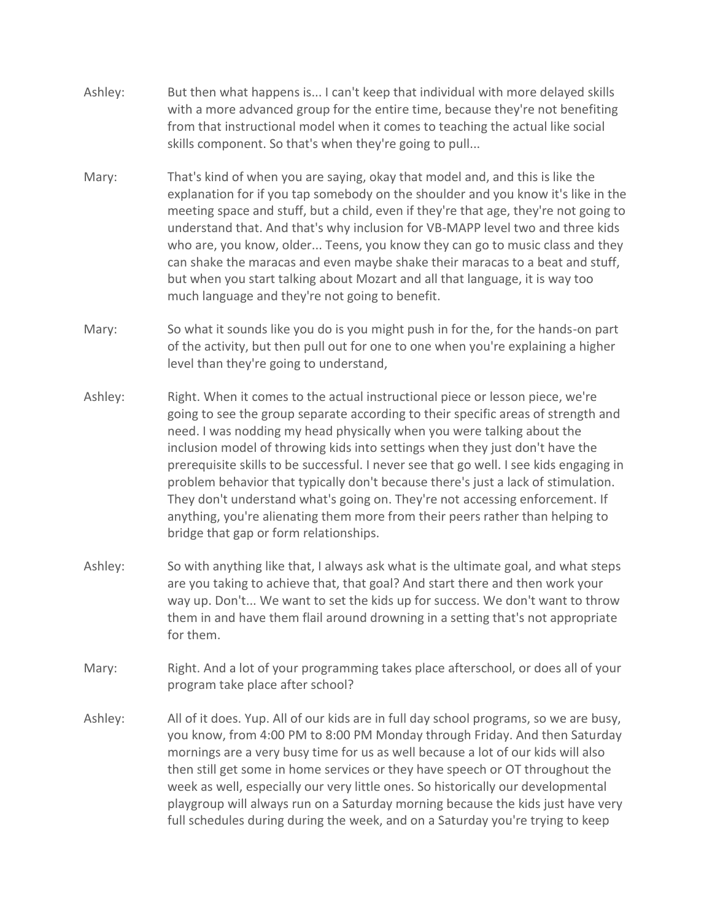Ashley: But then what happens is... I can't keep that individual with more delayed skills with a more advanced group for the entire time, because they're not benefiting from that instructional model when it comes to teaching the actual like social skills component. So that's when they're going to pull...

Mary: That's kind of when you are saying, okay that model and, and this is like the explanation for if you tap somebody on the shoulder and you know it's like in the meeting space and stuff, but a child, even if they're that age, they're not going to understand that. And that's why inclusion for VB-MAPP level two and three kids who are, you know, older... Teens, you know they can go to music class and they can shake the maracas and even maybe shake their maracas to a beat and stuff, but when you start talking about Mozart and all that language, it is way too much language and they're not going to benefit.

Mary: So what it sounds like you do is you might push in for the, for the hands-on part of the activity, but then pull out for one to one when you're explaining a higher level than they're going to understand,

Ashley: Right. When it comes to the actual instructional piece or lesson piece, we're going to see the group separate according to their specific areas of strength and need. I was nodding my head physically when you were talking about the inclusion model of throwing kids into settings when they just don't have the prerequisite skills to be successful. I never see that go well. I see kids engaging in problem behavior that typically don't because there's just a lack of stimulation. They don't understand what's going on. They're not accessing enforcement. If anything, you're alienating them more from their peers rather than helping to bridge that gap or form relationships.

Ashley: So with anything like that, I always ask what is the ultimate goal, and what steps are you taking to achieve that, that goal? And start there and then work your way up. Don't... We want to set the kids up for success. We don't want to throw them in and have them flail around drowning in a setting that's not appropriate for them.

Mary: Right. And a lot of your programming takes place afterschool, or does all of your program take place after school?

Ashley: All of it does. Yup. All of our kids are in full day school programs, so we are busy, you know, from 4:00 PM to 8:00 PM Monday through Friday. And then Saturday mornings are a very busy time for us as well because a lot of our kids will also then still get some in home services or they have speech or OT throughout the week as well, especially our very little ones. So historically our developmental playgroup will always run on a Saturday morning because the kids just have very full schedules during during the week, and on a Saturday you're trying to keep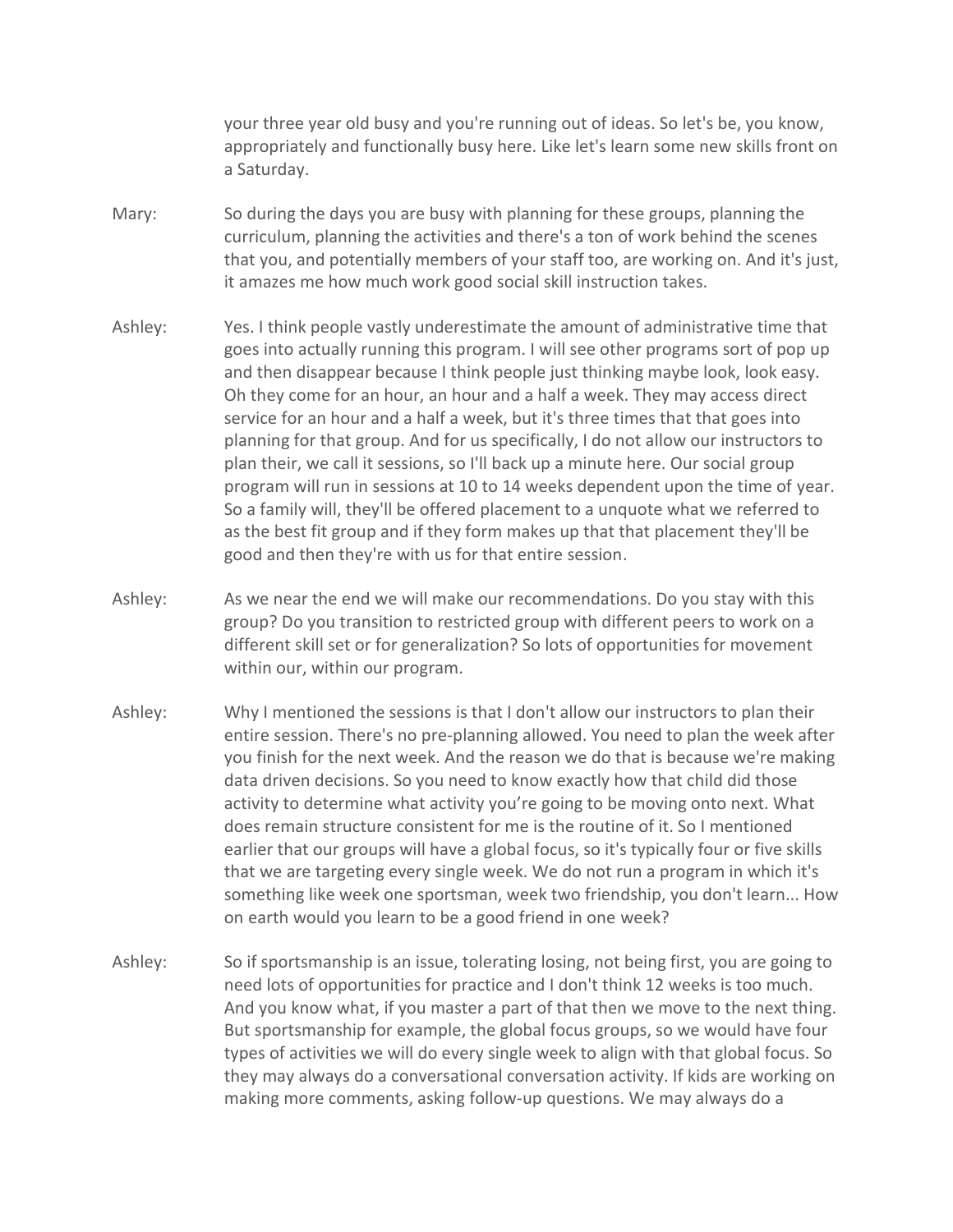your three year old busy and you're running out of ideas. So let's be, you know, appropriately and functionally busy here. Like let's learn some new skills front on a Saturday.

Mary: So during the days you are busy with planning for these groups, planning the curriculum, planning the activities and there's a ton of work behind the scenes that you, and potentially members of your staff too, are working on. And it's just, it amazes me how much work good social skill instruction takes.

Ashley: Yes. I think people vastly underestimate the amount of administrative time that goes into actually running this program. I will see other programs sort of pop up and then disappear because I think people just thinking maybe look, look easy. Oh they come for an hour, an hour and a half a week. They may access direct service for an hour and a half a week, but it's three times that that goes into planning for that group. And for us specifically, I do not allow our instructors to plan their, we call it sessions, so I'll back up a minute here. Our social group program will run in sessions at 10 to 14 weeks dependent upon the time of year. So a family will, they'll be offered placement to a unquote what we referred to as the best fit group and if they form makes up that that placement they'll be good and then they're with us for that entire session.

Ashley: As we near the end we will make our recommendations. Do you stay with this group? Do you transition to restricted group with different peers to work on a different skill set or for generalization? So lots of opportunities for movement within our, within our program.

Ashley: Why I mentioned the sessions is that I don't allow our instructors to plan their entire session. There's no pre-planning allowed. You need to plan the week after you finish for the next week. And the reason we do that is because we're making data driven decisions. So you need to know exactly how that child did those activity to determine what activity you're going to be moving onto next. What does remain structure consistent for me is the routine of it. So I mentioned earlier that our groups will have a global focus, so it's typically four or five skills that we are targeting every single week. We do not run a program in which it's something like week one sportsman, week two friendship, you don't learn... How on earth would you learn to be a good friend in one week?

Ashley: So if sportsmanship is an issue, tolerating losing, not being first, you are going to need lots of opportunities for practice and I don't think 12 weeks is too much. And you know what, if you master a part of that then we move to the next thing. But sportsmanship for example, the global focus groups, so we would have four types of activities we will do every single week to align with that global focus. So they may always do a conversational conversation activity. If kids are working on making more comments, asking follow-up questions. We may always do a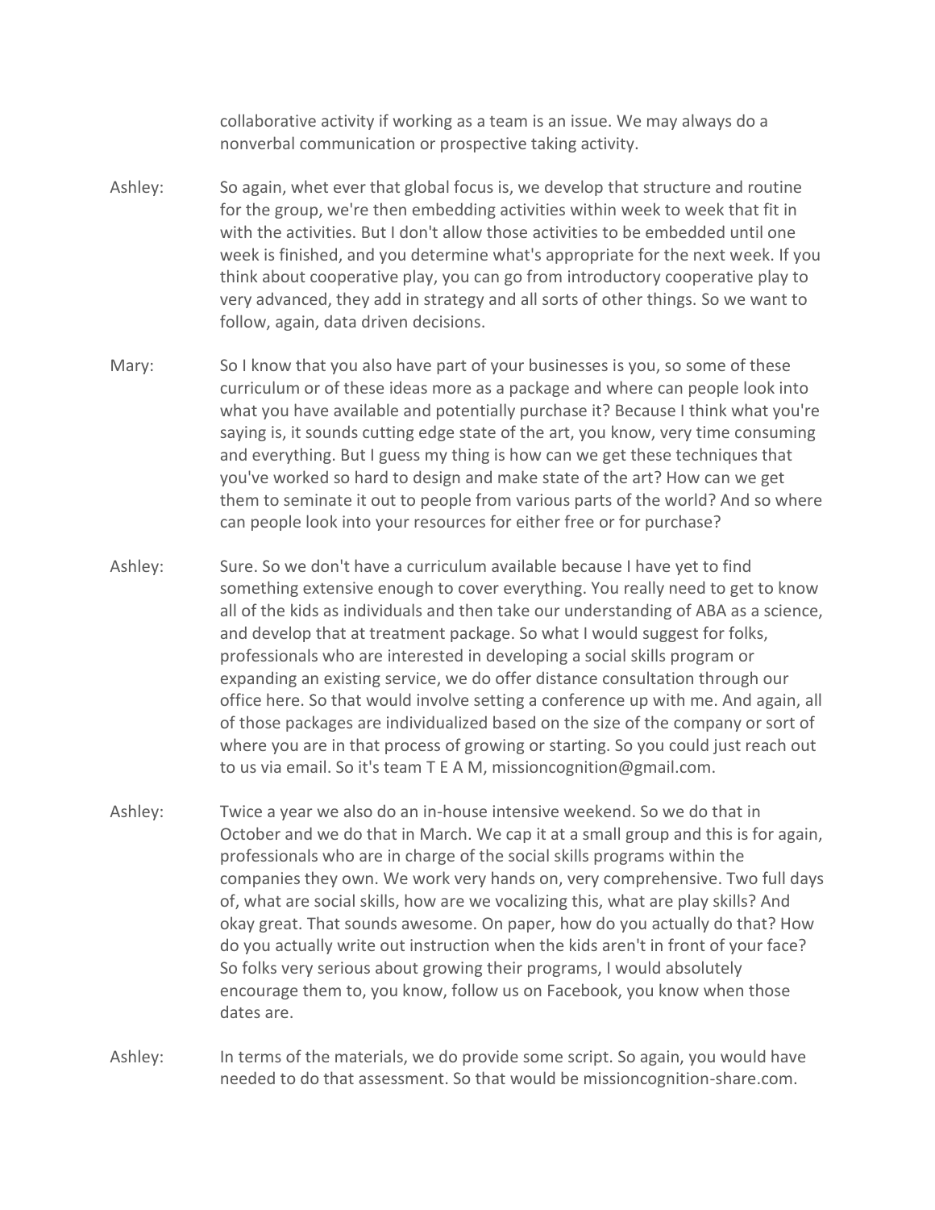collaborative activity if working as a team is an issue. We may always do a nonverbal communication or prospective taking activity.

Ashley: So again, whet ever that global focus is, we develop that structure and routine for the group, we're then embedding activities within week to week that fit in with the activities. But I don't allow those activities to be embedded until one week is finished, and you determine what's appropriate for the next week. If you think about cooperative play, you can go from introductory cooperative play to very advanced, they add in strategy and all sorts of other things. So we want to follow, again, data driven decisions.

Mary: So I know that you also have part of your businesses is you, so some of these curriculum or of these ideas more as a package and where can people look into what you have available and potentially purchase it? Because I think what you're saying is, it sounds cutting edge state of the art, you know, very time consuming and everything. But I guess my thing is how can we get these techniques that you've worked so hard to design and make state of the art? How can we get them to seminate it out to people from various parts of the world? And so where can people look into your resources for either free or for purchase?

Ashley: Sure. So we don't have a curriculum available because I have yet to find something extensive enough to cover everything. You really need to get to know all of the kids as individuals and then take our understanding of ABA as a science, and develop that at treatment package. So what I would suggest for folks, professionals who are interested in developing a social skills program or expanding an existing service, we do offer distance consultation through our office here. So that would involve setting a conference up with me. And again, all of those packages are individualized based on the size of the company or sort of where you are in that process of growing or starting. So you could just reach out to us via email. So it's team T E A M, missioncognition@gmail.com.

Ashley: Twice a year we also do an in-house intensive weekend. So we do that in October and we do that in March. We cap it at a small group and this is for again, professionals who are in charge of the social skills programs within the companies they own. We work very hands on, very comprehensive. Two full days of, what are social skills, how are we vocalizing this, what are play skills? And okay great. That sounds awesome. On paper, how do you actually do that? How do you actually write out instruction when the kids aren't in front of your face? So folks very serious about growing their programs, I would absolutely encourage them to, you know, follow us on Facebook, you know when those dates are.

Ashley: In terms of the materials, we do provide some script. So again, you would have needed to do that assessment. So that would be missioncognition-share.com.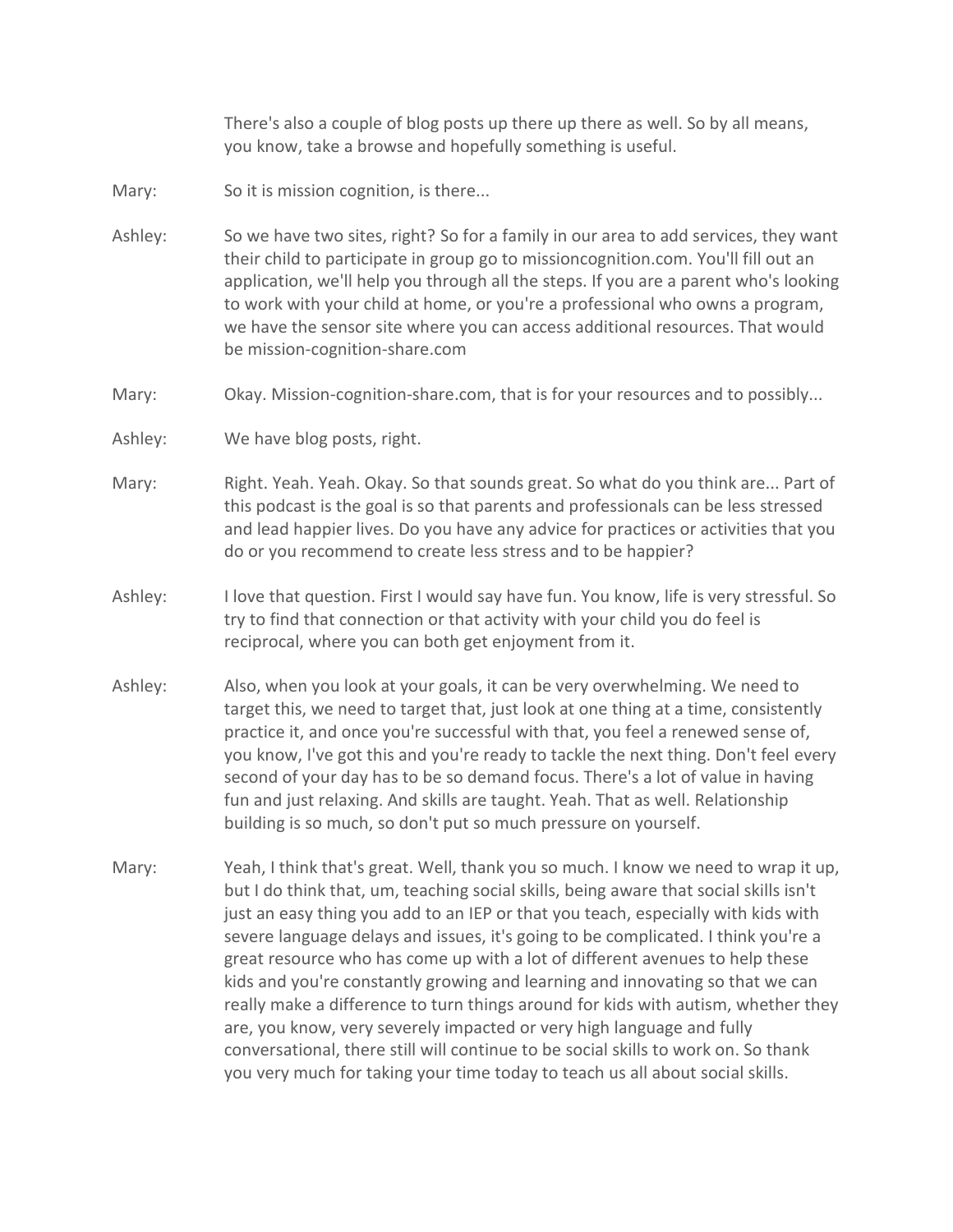There's also a couple of blog posts up there up there as well. So by all means, you know, take a browse and hopefully something is useful.

Mary: So it is mission cognition, is there...

Ashley: So we have two sites, right? So for a family in our area to add services, they want their child to participate in group go to missioncognition.com. You'll fill out an application, we'll help you through all the steps. If you are a parent who's looking to work with your child at home, or you're a professional who owns a program, we have the sensor site where you can access additional resources. That would be mission-cognition-share.com

Mary: Okay. Mission-cognition-share.com, that is for your resources and to possibly...

Ashley: We have blog posts, right.

Mary: Right. Yeah. Yeah. Okay. So that sounds great. So what do you think are... Part of this podcast is the goal is so that parents and professionals can be less stressed and lead happier lives. Do you have any advice for practices or activities that you do or you recommend to create less stress and to be happier?

Ashley: I love that question. First I would say have fun. You know, life is very stressful. So try to find that connection or that activity with your child you do feel is reciprocal, where you can both get enjoyment from it.

Ashley: Also, when you look at your goals, it can be very overwhelming. We need to target this, we need to target that, just look at one thing at a time, consistently practice it, and once you're successful with that, you feel a renewed sense of, you know, I've got this and you're ready to tackle the next thing. Don't feel every second of your day has to be so demand focus. There's a lot of value in having fun and just relaxing. And skills are taught. Yeah. That as well. Relationship building is so much, so don't put so much pressure on yourself.

Mary: Yeah, I think that's great. Well, thank you so much. I know we need to wrap it up, but I do think that, um, teaching social skills, being aware that social skills isn't just an easy thing you add to an IEP or that you teach, especially with kids with severe language delays and issues, it's going to be complicated. I think you're a great resource who has come up with a lot of different avenues to help these kids and you're constantly growing and learning and innovating so that we can really make a difference to turn things around for kids with autism, whether they are, you know, very severely impacted or very high language and fully conversational, there still will continue to be social skills to work on. So thank you very much for taking your time today to teach us all about social skills.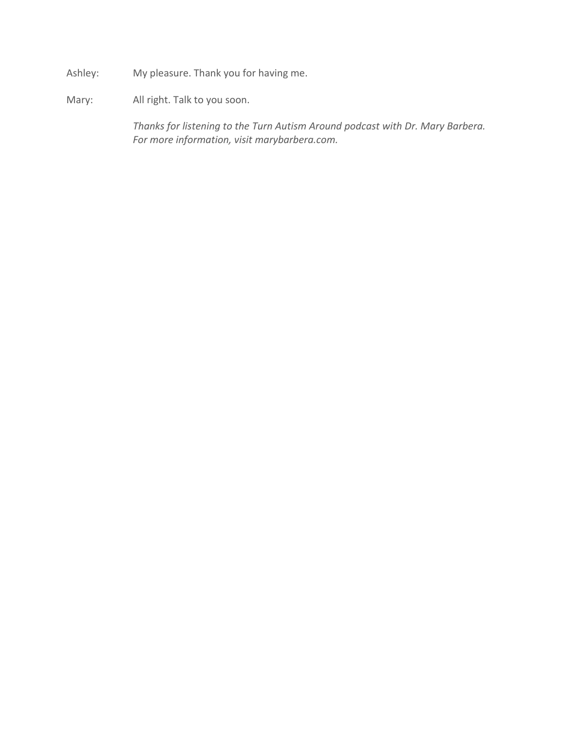Ashley: My pleasure. Thank you for having me.

Mary: All right. Talk to you soon.

*Thanks for listening to the Turn Autism Around podcast with Dr. Mary Barbera. For more information, visit marybarbera.com.*